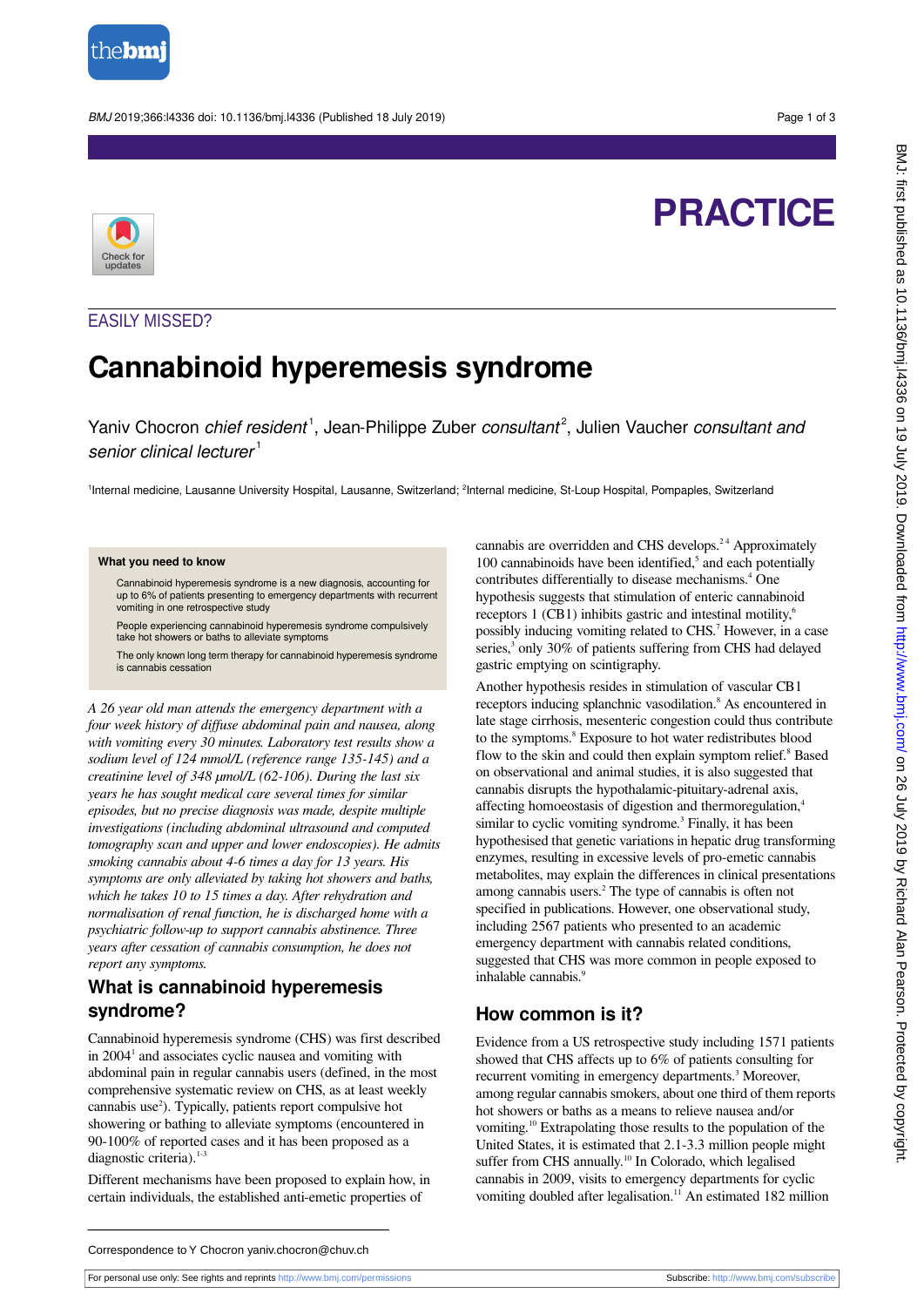PRACTICE

EASILY MISSED?

# Cannabinoid hyperemesis syndrome

Yaniv Chocron *chief resident*[1], Jean-Philippe Zuber *consultant*[2], Julien Vaucher *consultant and senior clinical lecturer*[1]

[1]Internal medicine, Lausanne University Hospital, Lausanne, Switzerland; [2]Internal medicine, St-Loup Hospital, Pompaples, Switzerland

**What you need to know**

- Cannabinoid hyperemesis syndrome is a new diagnosis, accounting for up to 6% of patients presenting to emergency departments with recurrent vomiting in one retrospective study
- People experiencing cannabinoid hyperemesis syndrome compulsively take hot showers or baths to alleviate symptoms
- The only known long term therapy for cannabinoid hyperemesis syndrome is cannabis cessation

*A 26 year old man attends the emergency department with a four week history of diffuse abdominal pain and nausea, along with vomiting every 30 minutes. Laboratory test results show a sodium level of 124 mmol/L (reference range 135-145) and a creatinine level of 348 μmol/L (62-106). During the last six years he has sought medical care several times for similar episodes, but no precise diagnosis was made, despite multiple investigations (including abdominal ultrasound and computed tomography scan and upper and lower endoscopies). He admits smoking cannabis about 4-6 times a day for 13 years. His symptoms are only alleviated by taking hot showers and baths, which he takes 10 to 15 times a day. After rehydration and normalisation of renal function, he is discharged home with a psychiatric follow-up to support cannabis abstinence. Three years after cessation of cannabis consumption, he does not report any symptoms.*

## What is cannabinoid hyperemesis syndrome?

Cannabinoid hyperemesis syndrome (CHS) was first described in 2004[1] and associates cyclic nausea and vomiting with abdominal pain in regular cannabis users (defined, in the most comprehensive systematic review on CHS, as at least weekly cannabis use[2]). Typically, patients report compulsive hot showering or bathing to alleviate symptoms (encountered in 90-100% of reported cases and it has been proposed as a diagnostic criteria).[1-3]

Different mechanisms have been proposed to explain how, in certain individuals, the established anti-emetic properties of cannabis are overridden and CHS develops.[2,4] Approximately 100 cannabinoids have been identified,[5] and each potentially contributes differentially to disease mechanisms.[4] One hypothesis suggests that stimulation of enteric cannabinoid receptors 1 (CB1) inhibits gastric and intestinal motility,[6] possibly inducing vomiting related to CHS.[7] However, in a case series,[3] only 30% of patients suffering from CHS had delayed gastric emptying on scintigraphy.

Another hypothesis resides in stimulation of vascular CB1 receptors inducing splanchnic vasodilation.[8] As encountered in late stage cirrhosis, mesenteric congestion could thus contribute to the symptoms.[8] Exposure to hot water redistributes blood flow to the skin and could then explain symptom relief.[8] Based on observational and animal studies, it is also suggested that cannabis disrupts the hypothalamic-pituitary-adrenal axis, affecting homoeostasis of digestion and thermoregulation,[4] similar to cyclic vomiting syndrome.[3] Finally, it has been hypothesised that genetic variations in hepatic drug transforming enzymes, resulting in excessive levels of pro-emetic cannabis metabolites, may explain the differences in clinical presentations among cannabis users.[2] The type of cannabis is often not specified in publications. However, one observational study, including 2567 patients who presented to an academic emergency department with cannabis related conditions, suggested that CHS was more common in people exposed to inhalable cannabis.[9]

## How common is it?

Evidence from a US retrospective study including 1571 patients showed that CHS affects up to 6% of patients consulting for recurrent vomiting in emergency departments.[3] Moreover, among regular cannabis smokers, about one third of them reports hot showers or baths as a means to relieve nausea and/or vomiting.[10] Extrapolating those results to the population of the United States, it is estimated that 2.1-3.3 million people might suffer from CHS annually.[10] In Colorado, which legalised cannabis in 2009, visits to emergency departments for cyclic vomiting doubled after legalisation.[11] An estimated 182 million

Correspondence to Y Chocron yaniv.chocron@chuv.ch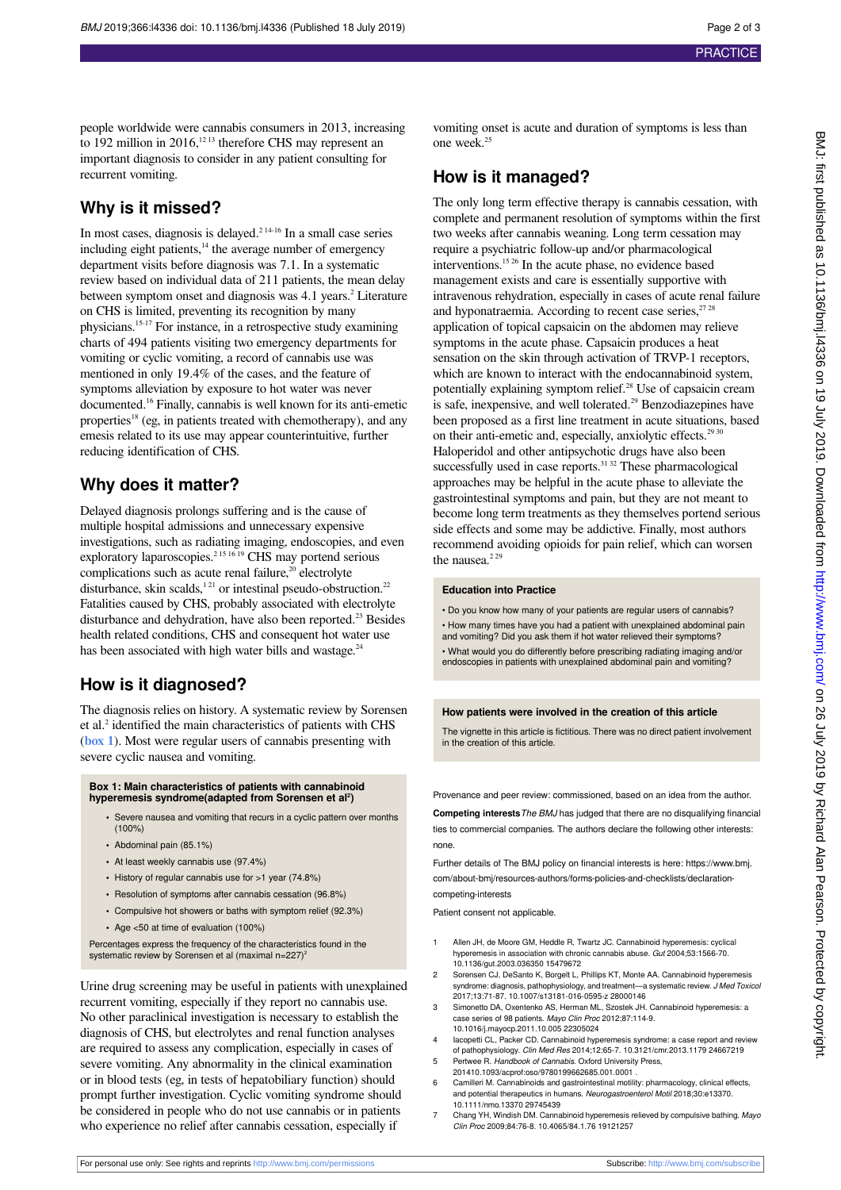people worldwide were cannabis consumers in 2013, increasing to 192 million in 2016,[12,13] therefore CHS may represent an important diagnosis to consider in any patient consulting for recurrent vomiting.

## Why is it missed?

In most cases, diagnosis is delayed.[2,14-16] In a small case series including eight patients,[14] the average number of emergency department visits before diagnosis was 7.1. In a systematic review based on individual data of 211 patients, the mean delay between symptom onset and diagnosis was 4.1 years.[2] Literature on CHS is limited, preventing its recognition by many physicians.[15-17] For instance, in a retrospective study examining charts of 494 patients visiting two emergency departments for vomiting or cyclic vomiting, a record of cannabis use was mentioned in only 19.4% of the cases, and the feature of symptoms alleviation by exposure to hot water was never documented.[16] Finally, cannabis is well known for its anti-emetic properties[18] (eg, in patients treated with chemotherapy), and any emesis related to its use may appear counterintuitive, further reducing identification of CHS.

## Why does it matter?

Delayed diagnosis prolongs suffering and is the cause of multiple hospital admissions and unnecessary expensive investigations, such as radiating imaging, endoscopies, and even exploratory laparoscopies.[2,15,16,19] CHS may portend serious complications such as acute renal failure,[20] electrolyte disturbance, skin scalds,[1,21] or intestinal pseudo-obstruction.[22] Fatalities caused by CHS, probably associated with electrolyte disturbance and dehydration, have also been reported.[23] Besides health related conditions, CHS and consequent hot water use has been associated with high water bills and wastage.[24]

## How is it diagnosed?

The diagnosis relies on history. A systematic review by Sorensen et al.[2] identified the main characteristics of patients with CHS (**box 1**). Most were regular users of cannabis presenting with severe cyclic nausea and vomiting.

**Box 1: Main characteristics of patients with cannabinoid hyperemesis syndrome(adapted from Sorensen et al[2])**

- Severe nausea and vomiting that recurs in a cyclic pattern over months (100%)
- Abdominal pain (85.1%)
- At least weekly cannabis use (97.4%)
- History of regular cannabis use for >1 year (74.8%)
- Resolution of symptoms after cannabis cessation (96.8%)
- Compulsive hot showers or baths with symptom relief (92.3%)
- Age <50 at time of evaluation (100%)

Percentages express the frequency of the characteristics found in the systematic review by Sorensen et al (maximal n=227)[2]

Urine drug screening may be useful in patients with unexplained recurrent vomiting, especially if they report no cannabis use. No other paraclinical investigation is necessary to establish the diagnosis of CHS, but electrolytes and renal function analyses are required to assess any complication, especially in cases of severe vomiting. Any abnormality in the clinical examination or in blood tests (eg, in tests of hepatobiliary function) should prompt further investigation. Cyclic vomiting syndrome should be considered in people who do not use cannabis or in patients who experience no relief after cannabis cessation, especially if vomiting onset is acute and duration of symptoms is less than one week.[25]

## How is it managed?

The only long term effective therapy is cannabis cessation, with complete and permanent resolution of symptoms within the first two weeks after cannabis weaning. Long term cessation may require a psychiatric follow-up and/or pharmacological interventions.[15,26] In the acute phase, no evidence based management exists and care is essentially supportive with intravenous rehydration, especially in cases of acute renal failure and hyponatraemia. According to recent case series,[27,28] application of topical capsaicin on the abdomen may relieve symptoms in the acute phase. Capsaicin produces a heat sensation on the skin through activation of TRVP-1 receptors, which are known to interact with the endocannabinoid system, potentially explaining symptom relief.[28] Use of capsaicin cream is safe, inexpensive, and well tolerated.[29] Benzodiazepines have been proposed as a first line treatment in acute situations, based on their anti-emetic and, especially, anxiolytic effects.[29,30] Haloperidol and other antipsychotic drugs have also been successfully used in case reports.[31,32] These pharmacological approaches may be helpful in the acute phase to alleviate the gastrointestinal symptoms and pain, but they are not meant to become long term treatments as they themselves portend serious side effects and some may be addictive. Finally, most authors recommend avoiding opioids for pain relief, which can worsen the nausea.[2,29]

**Education into Practice**

- Do you know how many of your patients are regular users of cannabis?
- How many times have you had a patient with unexplained abdominal pain and vomiting? Did you ask them if hot water relieved their symptoms?
- What would you do differently before prescribing radiating imaging and/or endoscopies in patients with unexplained abdominal pain and vomiting?

**How patients were involved in the creation of this article**

The vignette in this article is fictitious. There was no direct patient involvement in the creation of this article.

Provenance and peer review: commissioned, based on an idea from the author.

**Competing interests** *The BMJ* has judged that there are no disqualifying financial ties to commercial companies. The authors declare the following other interests: none.

Further details of The BMJ policy on financial interests is here: https://www.bmj.com/about-bmj/resources-authors/forms-policies-and-checklists/declaration-competing-interests

Patient consent not applicable.

1. Allen JH, de Moore GM, Heddle R, Twartz JC. Cannabinoid hyperemesis: cyclical hyperemesis in association with chronic cannabis abuse. *Gut* 2004;53:1566-70. 10.1136/gut.2003.036350 15479672
2. Sorensen CJ, DeSanto K, Borgelt L, Phillips KT, Monte AA. Cannabinoid hyperemesis syndrome: diagnosis, pathophysiology, and treatment—a systematic review. *J Med Toxicol* 2017;13:71-87. 10.1007/s13181-016-0595-z 28000146
3. Simonetto DA, Oxentenko AS, Herman ML, Szostek JH. Cannabinoid hyperemesis: a case series of 98 patients. *Mayo Clin Proc* 2012;87:114-9. 10.1016/j.mayocp.2011.10.005 22305024
4. Iacopetti CL, Packer CD. Cannabinoid hyperemesis syndrome: a case report and review of pathophysiology. *Clin Med Res* 2014;12:65-7. 10.3121/cmr.2013.1179 24667219
5. Pertwee R. *Handbook of Cannabis*. Oxford University Press, 201410.1093/acprof:oso/9780199662685.001.0001 .
6. Camilleri M. Cannabinoids and gastrointestinal motility: pharmacology, clinical effects, and potential therapeutics in humans. *Neurogastroenterol Motil* 2018;30:e13370. 10.1111/nmo.13370 29745439
7. Chang YH, Windish DM. Cannabinoid hyperemesis relieved by compulsive bathing. *Mayo Clin Proc* 2009;84:76-8. 10.4065/84.1.76 19121257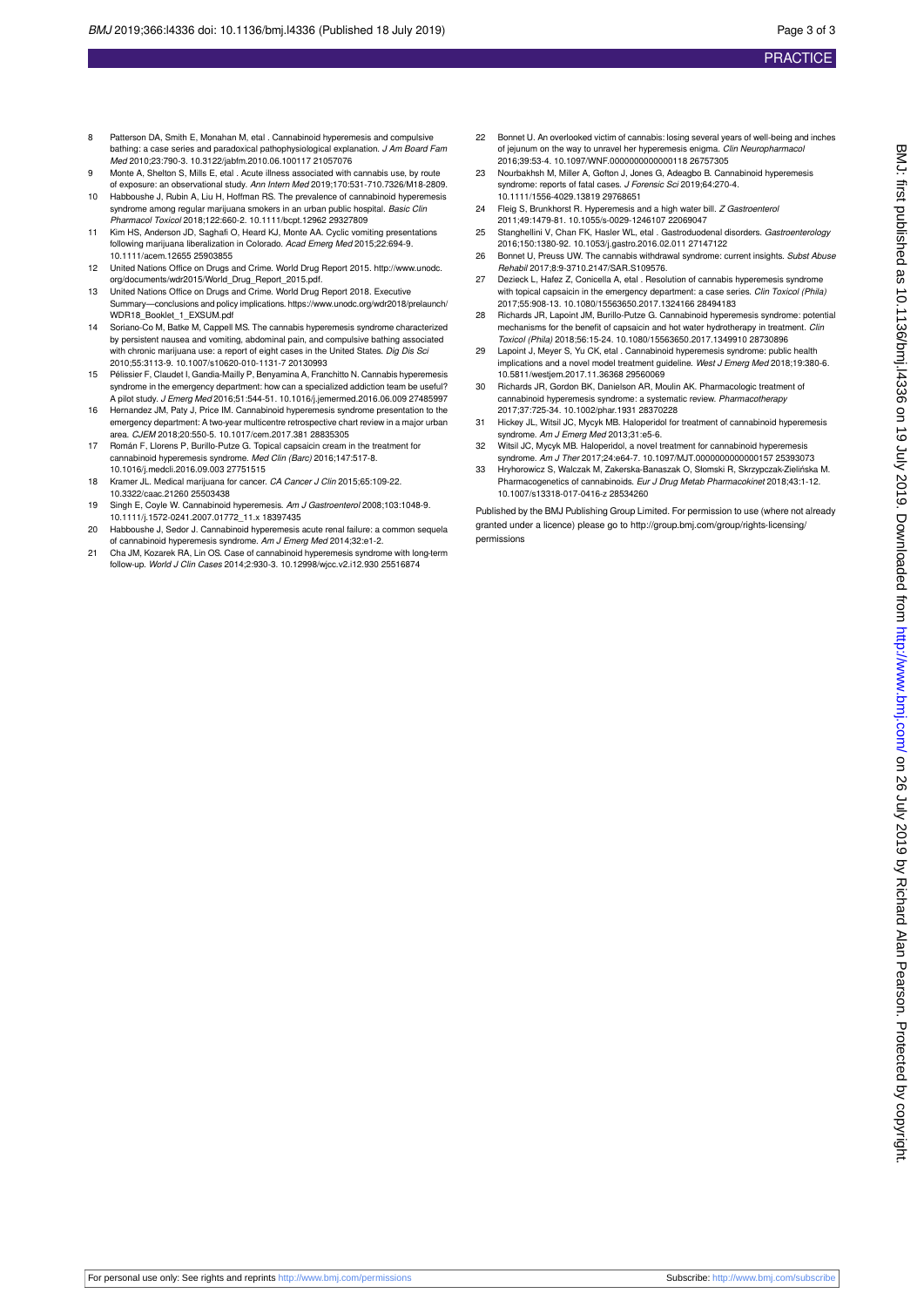8 Patterson DA, Smith E, Monahan M, etal . Cannabinoid hyperemesis and compulsive bathing: a case series and paradoxical pathophysiological explanation. *J Am Board Fam Med* 2010;23:790-3. 10.3122/jabfm.2010.06.100117 21057076

9 Monte A, Shelton S, Mills E, etal . Acute illness associated with cannabis use, by route of exposure: an observational study. *Ann Intern Med* 2019;170:531-710.7326/M18-2809.

10 Habboushe J, Rubin A, Liu H, Hoffman RS. The prevalence of cannabinoid hyperemesis syndrome among regular marijuana smokers in an urban public hospital. *Basic Clin Pharmacol Toxicol* 2018;122:660-2. 10.1111/bcpt.12962 29327809

11 Kim HS, Anderson JD, Saghafi O, Heard KJ, Monte AA. Cyclic vomiting presentations following marijuana liberalization in Colorado. *Acad Emerg Med* 2015;22:694-9. 10.1111/acem.12655 25903855

12 United Nations Office on Drugs and Crime. World Drug Report 2015. http://www.unodc.org/documents/wdr2015/World_Drug_Report_2015.pdf.

13 United Nations Office on Drugs and Crime. World Drug Report 2018. Executive Summary—conclusions and policy implications. https://www.unodc.org/wdr2018/prelaunch/WDR18_Booklet_1_EXSUM.pdf

14 Soriano-Co M, Batke M, Cappell MS. The cannabis hyperemesis syndrome characterized by persistent nausea and vomiting, abdominal pain, and compulsive bathing associated with chronic marijuana use: a report of eight cases in the United States. *Dig Dis Sci* 2010;55:3113-9. 10.1007/s10620-010-1131-7 20130993

15 Pélissier F, Claudet I, Gandia-Mailly P, Benyamina A, Franchitto N. Cannabis hyperemesis syndrome in the emergency department: how can a specialized addiction team be useful? A pilot study. *J Emerg Med* 2016;51:544-51. 10.1016/j.jemermed.2016.06.009 27485997

16 Hernandez JM, Paty J, Price IM. Cannabinoid hyperemesis syndrome presentation to the emergency department: A two-year multicentre retrospective chart review in a major urban area. *CJEM* 2018;20:550-5. 10.1017/cem.2017.381 28835305

17 Román F, Llorens P, Burillo-Putze G. Topical capsaicin cream in the treatment for cannabinoid hyperemesis syndrome. *Med Clin (Barc)* 2016;147:517-8. 10.1016/j.medcli.2016.09.003 27751515

18 Kramer JL. Medical marijuana for cancer. *CA Cancer J Clin* 2015;65:109-22. 10.3322/caac.21260 25503438

19 Singh E, Coyle W. Cannabinoid hyperemesis. *Am J Gastroenterol* 2008;103:1048-9. 10.1111/j.1572-0241.2007.01772_11.x 18397435

20 Habboushe J, Sedor J. Cannabinoid hyperemesis acute renal failure: a common sequela of cannabinoid hyperemesis syndrome. *Am J Emerg Med* 2014;32:e1-2.

21 Cha JM, Kozarek RA, Lin OS. Case of cannabinoid hyperemesis syndrome with long-term follow-up. *World J Clin Cases* 2014;2:930-3. 10.12998/wjcc.v2.i12.930 25516874

22 Bonnet U. An overlooked victim of cannabis: losing several years of well-being and inches of jejunum on the way to unravel her hyperemesis enigma. *Clin Neuropharmacol* 2016;39:53-4. 10.1097/WNF.0000000000000118 26757305

23 Nourbakhsh M, Miller A, Gofton J, Jones G, Adeagbo B. Cannabinoid hyperemesis syndrome: reports of fatal cases. *J Forensic Sci* 2019;64:270-4. 10.1111/1556-4029.13819 29768651

24 Fleig S, Brunkhorst R. Hyperemesis and a high water bill. *Z Gastroenterol* 2011;49:1479-81. 10.1055/s-0029-1246107 22069047

25 Stanghellini V, Chan FK, Hasler WL, etal . Gastroduodenal disorders. *Gastroenterology* 2016;150:1380-92. 10.1053/j.gastro.2016.02.011 27147122

26 Bonnet U, Preuss UW. The cannabis withdrawal syndrome: current insights. *Subst Abuse Rehabil* 2017;8:9-3710.2147/SAR.S109576.

27 Dezieck L, Hafez Z, Conicella A, etal . Resolution of cannabis hyperemesis syndrome with topical capsaicin in the emergency department: a case series. *Clin Toxicol (Phila)* 2017;55:908-13. 10.1080/15563650.2017.1324166 28494183

28 Richards JR, Lapoint JM, Burillo-Putze G. Cannabinoid hyperemesis syndrome: potential mechanisms for the benefit of capsaicin and hot water hydrotherapy in treatment. *Clin Toxicol (Phila)* 2018;56:15-24. 10.1080/15563650.2017.1349910 28730896

29 Lapoint J, Meyer S, Yu CK, etal . Cannabinoid hyperemesis syndrome: public health implications and a novel model treatment guideline. *West J Emerg Med* 2018;19:380-6. 10.5811/westjem.2017.11.36368 29560069

30 Richards JR, Gordon BK, Danielson AR, Moulin AK. Pharmacologic treatment of cannabinoid hyperemesis syndrome: a systematic review. *Pharmacotherapy* 2017;37:725-34. 10.1002/phar.1931 28370228

31 Hickey JL, Witsil JC, Mycyk MB. Haloperidol for treatment of cannabinoid hyperemesis syndrome. *Am J Emerg Med* 2013;31:e5-6.

32 Witsil JC, Mycyk MB. Haloperidol, a novel treatment for cannabinoid hyperemesis syndrome. *Am J Ther* 2017;24:e64-7. 10.1097/MJT.0000000000000157 25393073

33 Hryhorowicz S, Walczak M, Zakerska-Banaszak O, Słomski R, Skrzypczak-Zielińska M. Pharmacogenetics of cannabinoids. *Eur J Drug Metab Pharmacokinet* 2018;43:1-12. 10.1007/s13318-017-0416-z 28534260

Published by the BMJ Publishing Group Limited. For permission to use (where not already granted under a licence) please go to http://group.bmj.com/group/rights-licensing/permissions